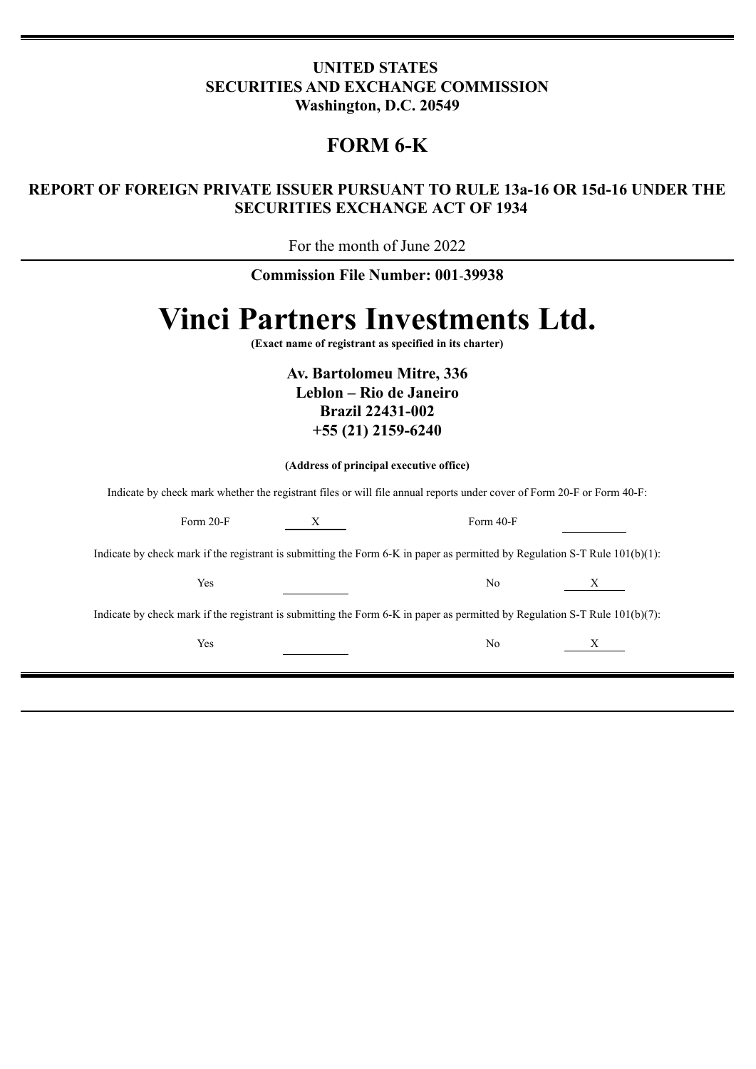**UNITED STATES**
**SECURITIES AND EXCHANGE COMMISSION**
**Washington, D.C. 20549**

# FORM 6-K

**REPORT OF FOREIGN PRIVATE ISSUER PURSUANT TO RULE 13a-16 OR 15d-16 UNDER THE SECURITIES EXCHANGE ACT OF 1934**

For the month of June 2022

**Commission File Number: 001-39938**

# Vinci Partners Investments Ltd.

**(Exact name of registrant as specified in its charter)**

**Av. Bartolomeu Mitre, 336**
**Leblon – Rio de Janeiro**
**Brazil 22431-002**
**+55 (21) 2159-6240**

**(Address of principal executive office)**

Indicate by check mark whether the registrant files or will file annual reports under cover of Form 20-F or Form 40-F:

Form 20-F X Form 40-F ____

Indicate by check mark if the registrant is submitting the Form 6-K in paper as permitted by Regulation S-T Rule 101(b)(1):

Yes ____ No X

Indicate by check mark if the registrant is submitting the Form 6-K in paper as permitted by Regulation S-T Rule 101(b)(7):

Yes ____ No X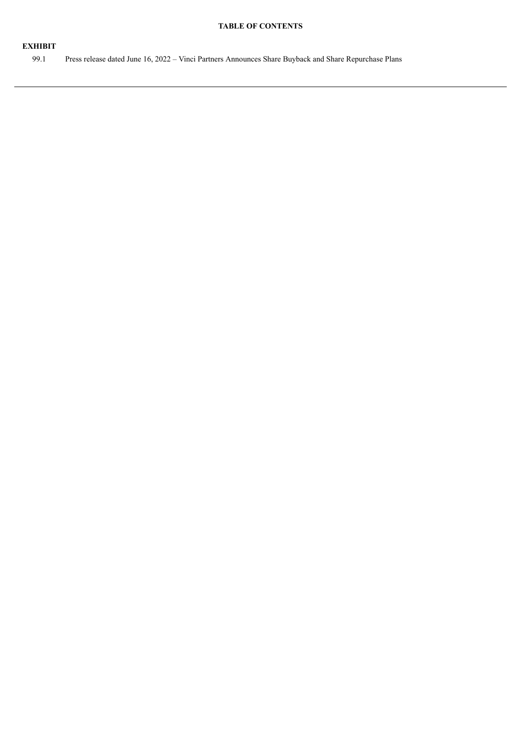**TABLE OF CONTENTS**

**EXHIBIT**

| | |
|---|---|
| 99.1 | Press release dated June 16, 2022 – Vinci Partners Announces Share Buyback and Share Repurchase Plans |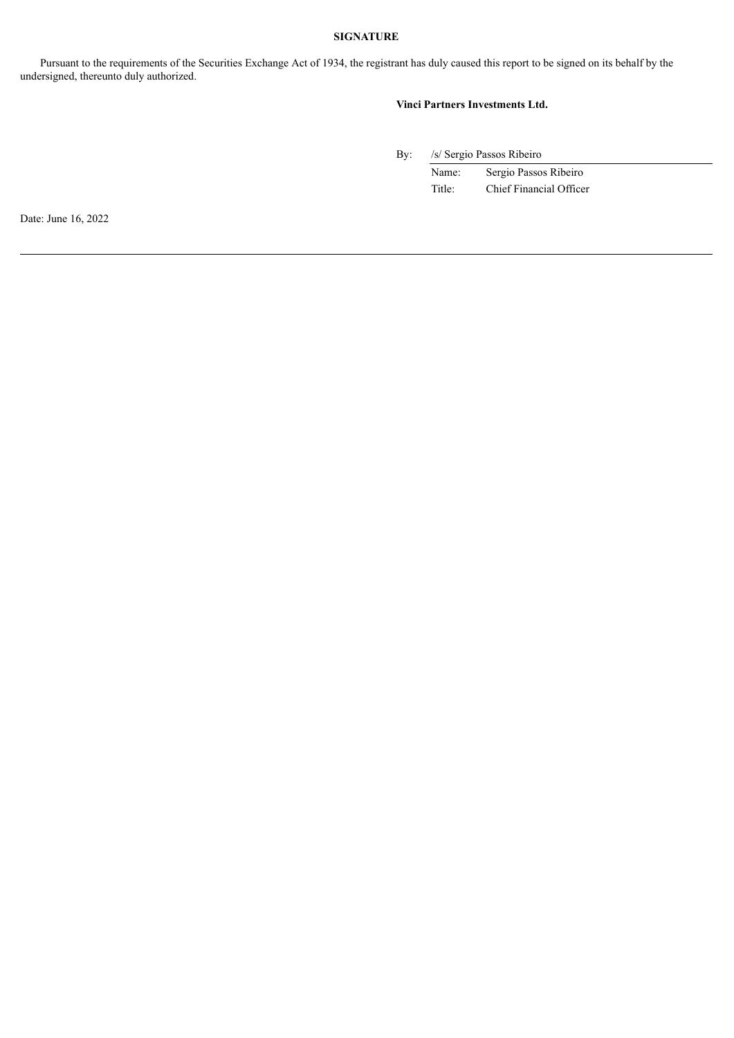**SIGNATURE**

Pursuant to the requirements of the Securities Exchange Act of 1934, the registrant has duly caused this report to be signed on its behalf by the undersigned, thereunto duly authorized.

**Vinci Partners Investments Ltd.**

By: /s/ Sergio Passos Ribeiro

Name: Sergio Passos Ribeiro

Title: Chief Financial Officer

Date: June 16, 2022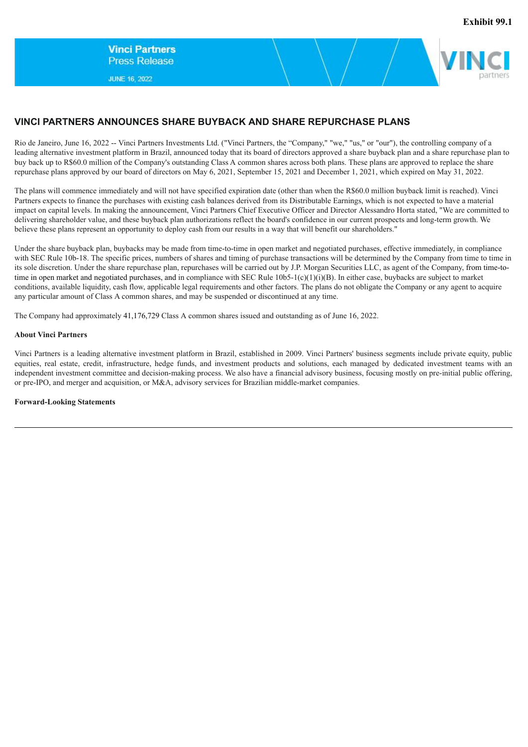Exhibit 99.1

**Vinci Partners**
Press Release
JUNE 16, 2022

## VINCI PARTNERS ANNOUNCES SHARE BUYBACK AND SHARE REPURCHASE PLANS

Rio de Janeiro, June 16, 2022 -- Vinci Partners Investments Ltd. ("Vinci Partners, the "Company," "we," "us," or "our"), the controlling company of a leading alternative investment platform in Brazil, announced today that its board of directors approved a share buyback plan and a share repurchase plan to buy back up to R$60.0 million of the Company's outstanding Class A common shares across both plans. These plans are approved to replace the share repurchase plans approved by our board of directors on May 6, 2021, September 15, 2021 and December 1, 2021, which expired on May 31, 2022.

The plans will commence immediately and will not have specified expiration date (other than when the R$60.0 million buyback limit is reached). Vinci Partners expects to finance the purchases with existing cash balances derived from its Distributable Earnings, which is not expected to have a material impact on capital levels. In making the announcement, Vinci Partners Chief Executive Officer and Director Alessandro Horta stated, "We are committed to delivering shareholder value, and these buyback plan authorizations reflect the board's confidence in our current prospects and long-term growth. We believe these plans represent an opportunity to deploy cash from our results in a way that will benefit our shareholders."

Under the share buyback plan, buybacks may be made from time-to-time in open market and negotiated purchases, effective immediately, in compliance with SEC Rule 10b-18. The specific prices, numbers of shares and timing of purchase transactions will be determined by the Company from time to time in its sole discretion. Under the share repurchase plan, repurchases will be carried out by J.P. Morgan Securities LLC, as agent of the Company, from time-to-time in open market and negotiated purchases, and in compliance with SEC Rule 10b5-1(c)(1)(i)(B). In either case, buybacks are subject to market conditions, available liquidity, cash flow, applicable legal requirements and other factors. The plans do not obligate the Company or any agent to acquire any particular amount of Class A common shares, and may be suspended or discontinued at any time.

The Company had approximately 41,176,729 Class A common shares issued and outstanding as of June 16, 2022.

**About Vinci Partners**

Vinci Partners is a leading alternative investment platform in Brazil, established in 2009. Vinci Partners' business segments include private equity, public equities, real estate, credit, infrastructure, hedge funds, and investment products and solutions, each managed by dedicated investment teams with an independent investment committee and decision-making process. We also have a financial advisory business, focusing mostly on pre-initial public offering, or pre-IPO, and merger and acquisition, or M&A, advisory services for Brazilian middle-market companies.

**Forward-Looking Statements**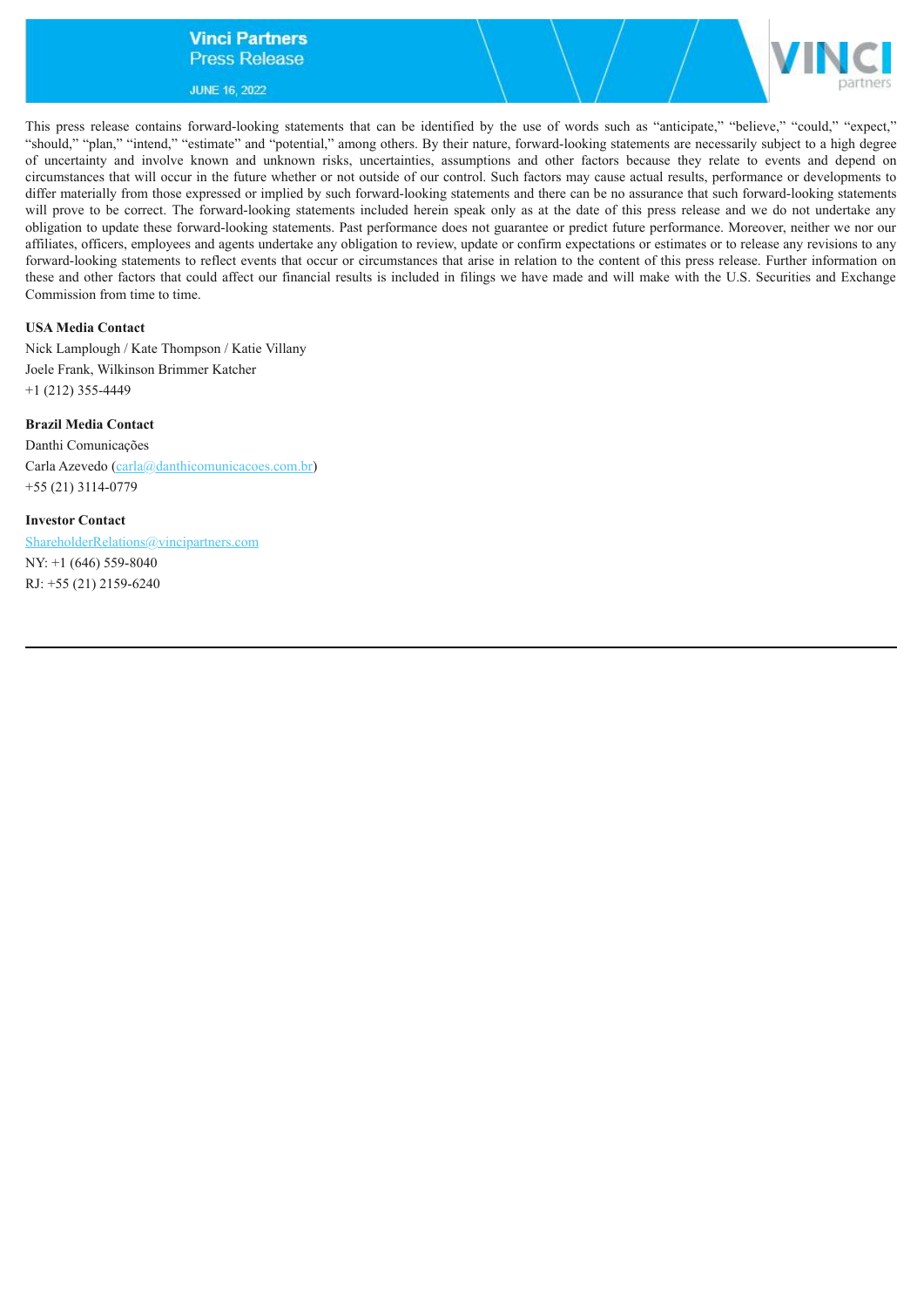This press release contains forward-looking statements that can be identified by the use of words such as "anticipate," "believe," "could," "expect," "should," "plan," "intend," "estimate" and "potential," among others. By their nature, forward-looking statements are necessarily subject to a high degree of uncertainty and involve known and unknown risks, uncertainties, assumptions and other factors because they relate to events and depend on circumstances that will occur in the future whether or not outside of our control. Such factors may cause actual results, performance or developments to differ materially from those expressed or implied by such forward-looking statements and there can be no assurance that such forward-looking statements will prove to be correct. The forward-looking statements included herein speak only as at the date of this press release and we do not undertake any obligation to update these forward-looking statements. Past performance does not guarantee or predict future performance. Moreover, neither we nor our affiliates, officers, employees and agents undertake any obligation to review, update or confirm expectations or estimates or to release any revisions to any forward-looking statements to reflect events that occur or circumstances that arise in relation to the content of this press release. Further information on these and other factors that could affect our financial results is included in filings we have made and will make with the U.S. Securities and Exchange Commission from time to time.

**USA Media Contact**

Nick Lamplough / Kate Thompson / Katie Villany
Joele Frank, Wilkinson Brimmer Katcher
+1 (212) 355-4449

**Brazil Media Contact**

Danthi Comunicações
Carla Azevedo (carla@danthicomunicacoes.com.br)
+55 (21) 3114-0779

**Investor Contact**

ShareholderRelations@vincipartners.com
NY: +1 (646) 559-8040
RJ: +55 (21) 2159-6240